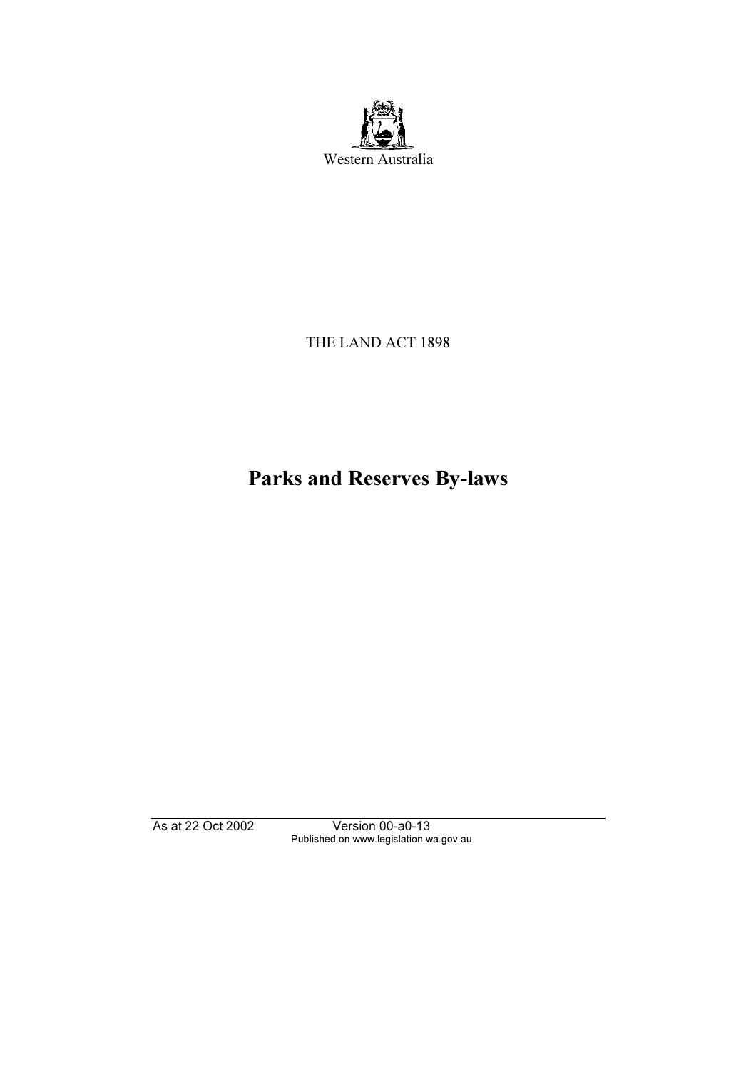Western Australia

THE LAND ACT 1898

# Parks and Reserves By-laws

As at 22 Oct 2002 Version 00-a0-13
Published on www.legislation.wa.gov.au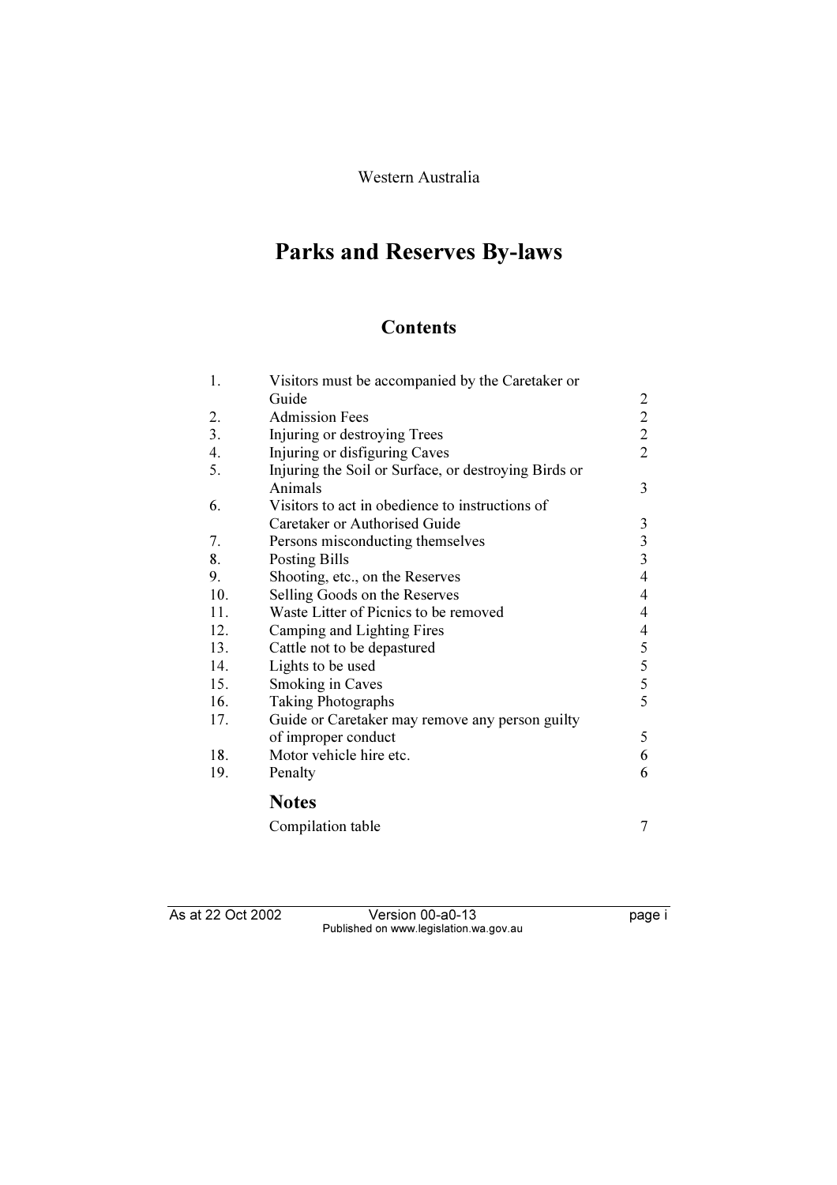Western Australia

# Parks and Reserves By-laws

## Contents

| | | |
|---|---|---|
| 1. | Visitors must be accompanied by the Caretaker or Guide | 2 |
| 2. | Admission Fees | 2 |
| 3. | Injuring or destroying Trees | 2 |
| 4. | Injuring or disfiguring Caves | 2 |
| 5. | Injuring the Soil or Surface, or destroying Birds or Animals | 3 |
| 6. | Visitors to act in obedience to instructions of Caretaker or Authorised Guide | 3 |
| 7. | Persons misconducting themselves | 3 |
| 8. | Posting Bills | 3 |
| 9. | Shooting, etc., on the Reserves | 4 |
| 10. | Selling Goods on the Reserves | 4 |
| 11. | Waste Litter of Picnics to be removed | 4 |
| 12. | Camping and Lighting Fires | 4 |
| 13. | Cattle not to be depastured | 5 |
| 14. | Lights to be used | 5 |
| 15. | Smoking in Caves | 5 |
| 16. | Taking Photographs | 5 |
| 17. | Guide or Caretaker may remove any person guilty of improper conduct | 5 |
| 18. | Motor vehicle hire etc. | 6 |
| 19. | Penalty | 6 |

### Notes

| | |
|---|---|
| Compilation table | 7 |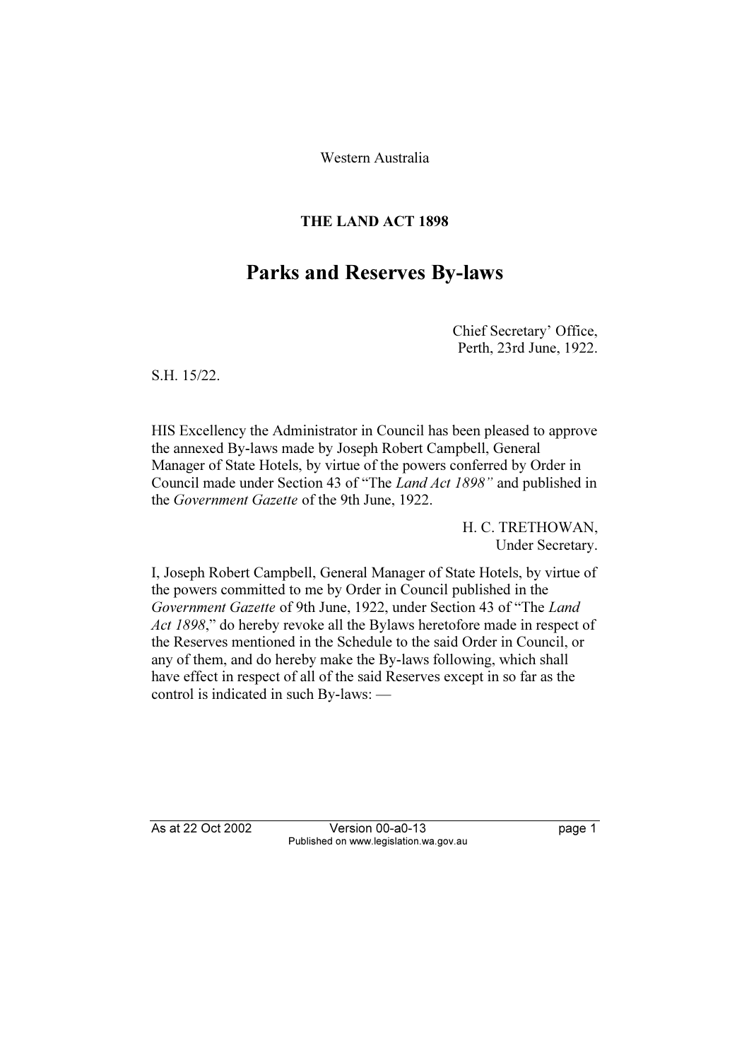Western Australia

**THE LAND ACT 1898**

# Parks and Reserves By-laws

Chief Secretary' Office,
Perth, 23rd June, 1922.

S.H. 15/22.

HIS Excellency the Administrator in Council has been pleased to approve the annexed By-laws made by Joseph Robert Campbell, General Manager of State Hotels, by virtue of the powers conferred by Order in Council made under Section 43 of "The *Land Act 1898"* and published in the *Government Gazette* of the 9th June, 1922.

H. C. TRETHOWAN,
Under Secretary.

I, Joseph Robert Campbell, General Manager of State Hotels, by virtue of the powers committed to me by Order in Council published in the *Government Gazette* of 9th June, 1922, under Section 43 of "The *Land Act 1898*," do hereby revoke all the Bylaws heretofore made in respect of the Reserves mentioned in the Schedule to the said Order in Council, or any of them, and do hereby make the By-laws following, which shall have effect in respect of all of the said Reserves except in so far as the control is indicated in such By-laws: —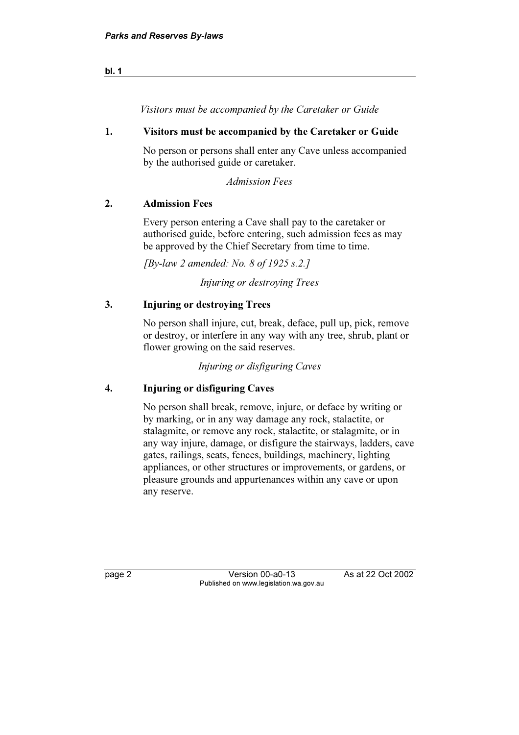*Visitors must be accompanied by the Caretaker or Guide*

## 1. Visitors must be accompanied by the Caretaker or Guide

No person or persons shall enter any Cave unless accompanied by the authorised guide or caretaker.

*Admission Fees*

## 2. Admission Fees

Every person entering a Cave shall pay to the caretaker or authorised guide, before entering, such admission fees as may be approved by the Chief Secretary from time to time.

*[By-law 2 amended: No. 8 of 1925 s.2.]*

*Injuring or destroying Trees*

## 3. Injuring or destroying Trees

No person shall injure, cut, break, deface, pull up, pick, remove or destroy, or interfere in any way with any tree, shrub, plant or flower growing on the said reserves.

*Injuring or disfiguring Caves*

## 4. Injuring or disfiguring Caves

No person shall break, remove, injure, or deface by writing or by marking, or in any way damage any rock, stalactite, or stalagmite, or remove any rock, stalactite, or stalagmite, or in any way injure, damage, or disfigure the stairways, ladders, cave gates, railings, seats, fences, buildings, machinery, lighting appliances, or other structures or improvements, or gardens, or pleasure grounds and appurtenances within any cave or upon any reserve.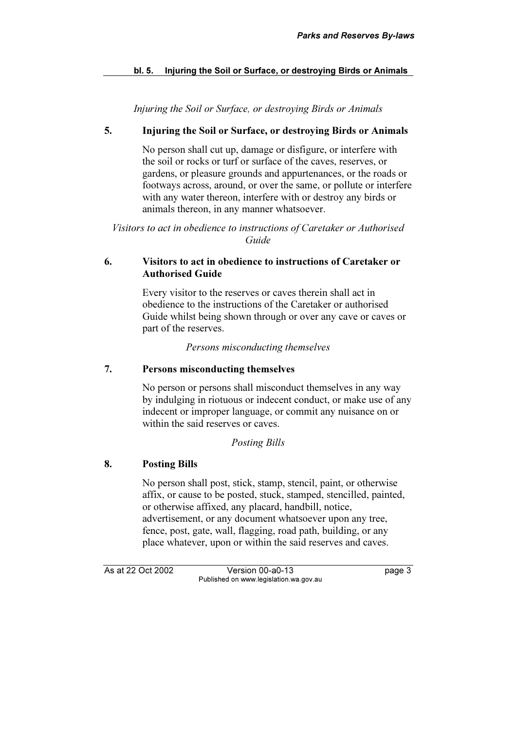*Injuring the Soil or Surface, or destroying Birds or Animals*

## 5. Injuring the Soil or Surface, or destroying Birds or Animals

No person shall cut up, damage or disfigure, or interfere with the soil or rocks or turf or surface of the caves, reserves, or gardens, or pleasure grounds and appurtenances, or the roads or footways across, around, or over the same, or pollute or interfere with any water thereon, interfere with or destroy any birds or animals thereon, in any manner whatsoever.

*Visitors to act in obedience to instructions of Caretaker or Authorised Guide*

## 6. Visitors to act in obedience to instructions of Caretaker or Authorised Guide

Every visitor to the reserves or caves therein shall act in obedience to the instructions of the Caretaker or authorised Guide whilst being shown through or over any cave or caves or part of the reserves.

*Persons misconducting themselves*

## 7. Persons misconducting themselves

No person or persons shall misconduct themselves in any way by indulging in riotuous or indecent conduct, or make use of any indecent or improper language, or commit any nuisance on or within the said reserves or caves.

*Posting Bills*

## 8. Posting Bills

No person shall post, stick, stamp, stencil, paint, or otherwise affix, or cause to be posted, stuck, stamped, stencilled, painted, or otherwise affixed, any placard, handbill, notice, advertisement, or any document whatsoever upon any tree, fence, post, gate, wall, flagging, road path, building, or any place whatever, upon or within the said reserves and caves.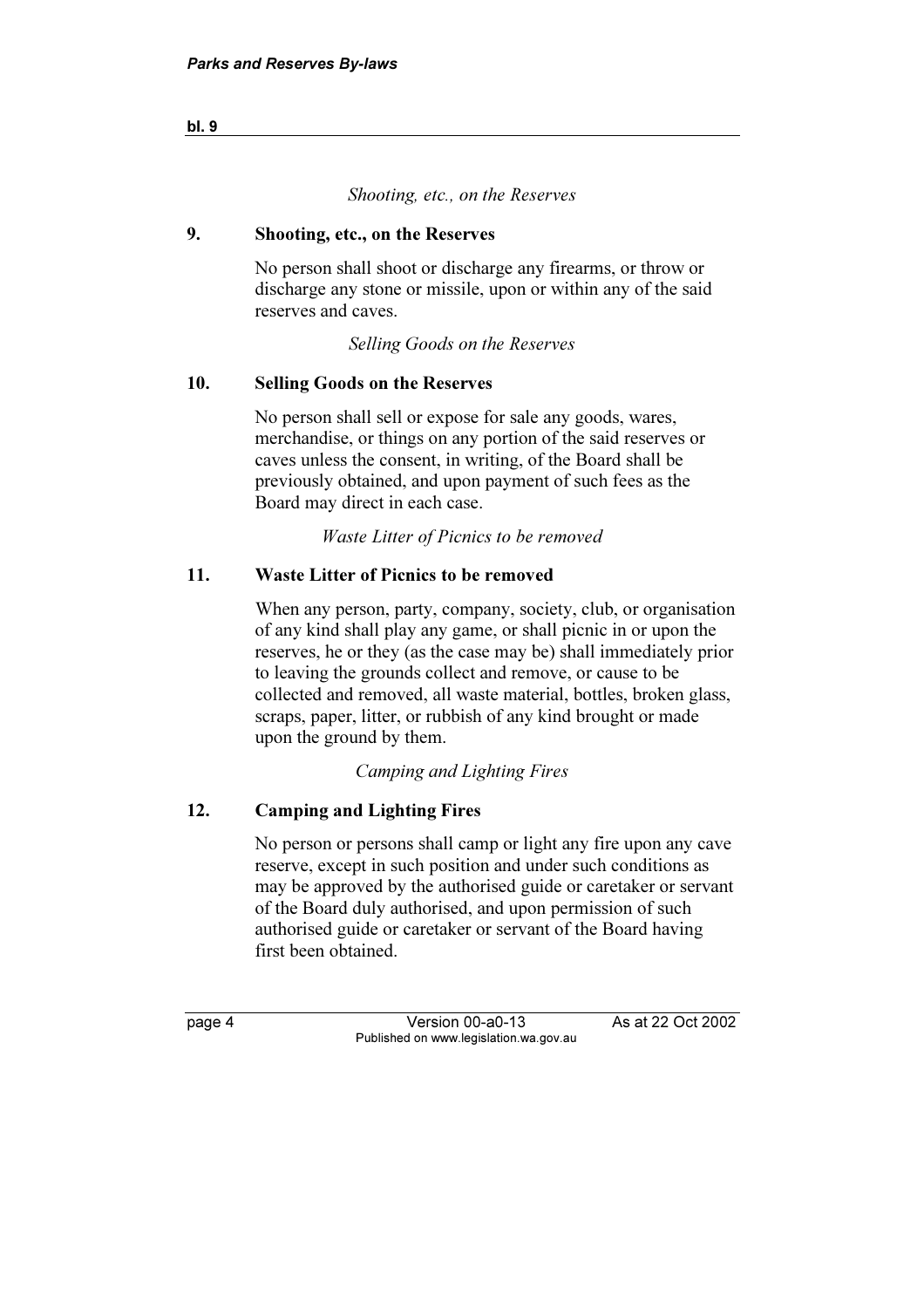*Shooting, etc., on the Reserves*

## 9. Shooting, etc., on the Reserves

No person shall shoot or discharge any firearms, or throw or discharge any stone or missile, upon or within any of the said reserves and caves.

*Selling Goods on the Reserves*

## 10. Selling Goods on the Reserves

No person shall sell or expose for sale any goods, wares, merchandise, or things on any portion of the said reserves or caves unless the consent, in writing, of the Board shall be previously obtained, and upon payment of such fees as the Board may direct in each case.

*Waste Litter of Picnics to be removed*

## 11. Waste Litter of Picnics to be removed

When any person, party, company, society, club, or organisation of any kind shall play any game, or shall picnic in or upon the reserves, he or they (as the case may be) shall immediately prior to leaving the grounds collect and remove, or cause to be collected and removed, all waste material, bottles, broken glass, scraps, paper, litter, or rubbish of any kind brought or made upon the ground by them.

*Camping and Lighting Fires*

## 12. Camping and Lighting Fires

No person or persons shall camp or light any fire upon any cave reserve, except in such position and under such conditions as may be approved by the authorised guide or caretaker or servant of the Board duly authorised, and upon permission of such authorised guide or caretaker or servant of the Board having first been obtained.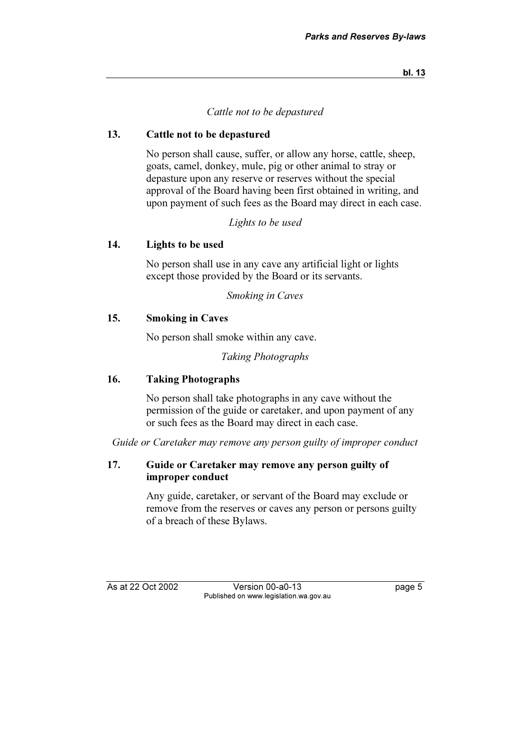*Cattle not to be depastured*

## 13. Cattle not to be depastured

No person shall cause, suffer, or allow any horse, cattle, sheep, goats, camel, donkey, mule, pig or other animal to stray or depasture upon any reserve or reserves without the special approval of the Board having been first obtained in writing, and upon payment of such fees as the Board may direct in each case.

*Lights to be used*

## 14. Lights to be used

No person shall use in any cave any artificial light or lights except those provided by the Board or its servants.

*Smoking in Caves*

## 15. Smoking in Caves

No person shall smoke within any cave.

*Taking Photographs*

## 16. Taking Photographs

No person shall take photographs in any cave without the permission of the guide or caretaker, and upon payment of any or such fees as the Board may direct in each case.

*Guide or Caretaker may remove any person guilty of improper conduct*

## 17. Guide or Caretaker may remove any person guilty of improper conduct

Any guide, caretaker, or servant of the Board may exclude or remove from the reserves or caves any person or persons guilty of a breach of these Bylaws.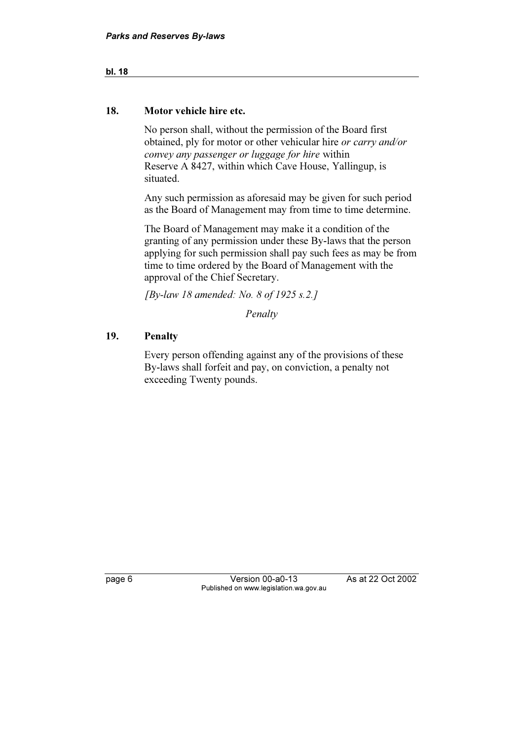## 18. Motor vehicle hire etc.

No person shall, without the permission of the Board first obtained, ply for motor or other vehicular hire *or carry and/or convey any passenger or luggage for hire* within Reserve A 8427, within which Cave House, Yallingup, is situated.

Any such permission as aforesaid may be given for such period as the Board of Management may from time to time determine.

The Board of Management may make it a condition of the granting of any permission under these By-laws that the person applying for such permission shall pay such fees as may be from time to time ordered by the Board of Management with the approval of the Chief Secretary.

*[By-law 18 amended: No. 8 of 1925 s.2.]*

*Penalty*

## 19. Penalty

Every person offending against any of the provisions of these By-laws shall forfeit and pay, on conviction, a penalty not exceeding Twenty pounds.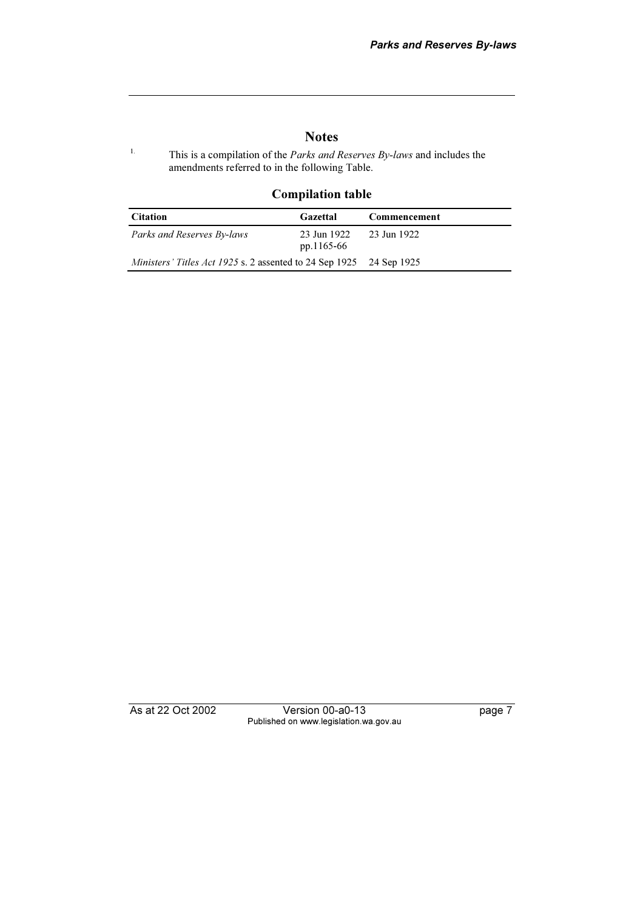## Notes

[1] This is a compilation of the *Parks and Reserves By-laws* and includes the amendments referred to in the following Table.

### Compilation table

| Citation | Gazettal | Commencement |
|---|---|---|
| *Parks and Reserves By-laws* | 23 Jun 1922 pp.1165-66 | 23 Jun 1922 |
| *Ministers' Titles Act 1925* s. 2 assented to 24 Sep 1925 | | 24 Sep 1925 |